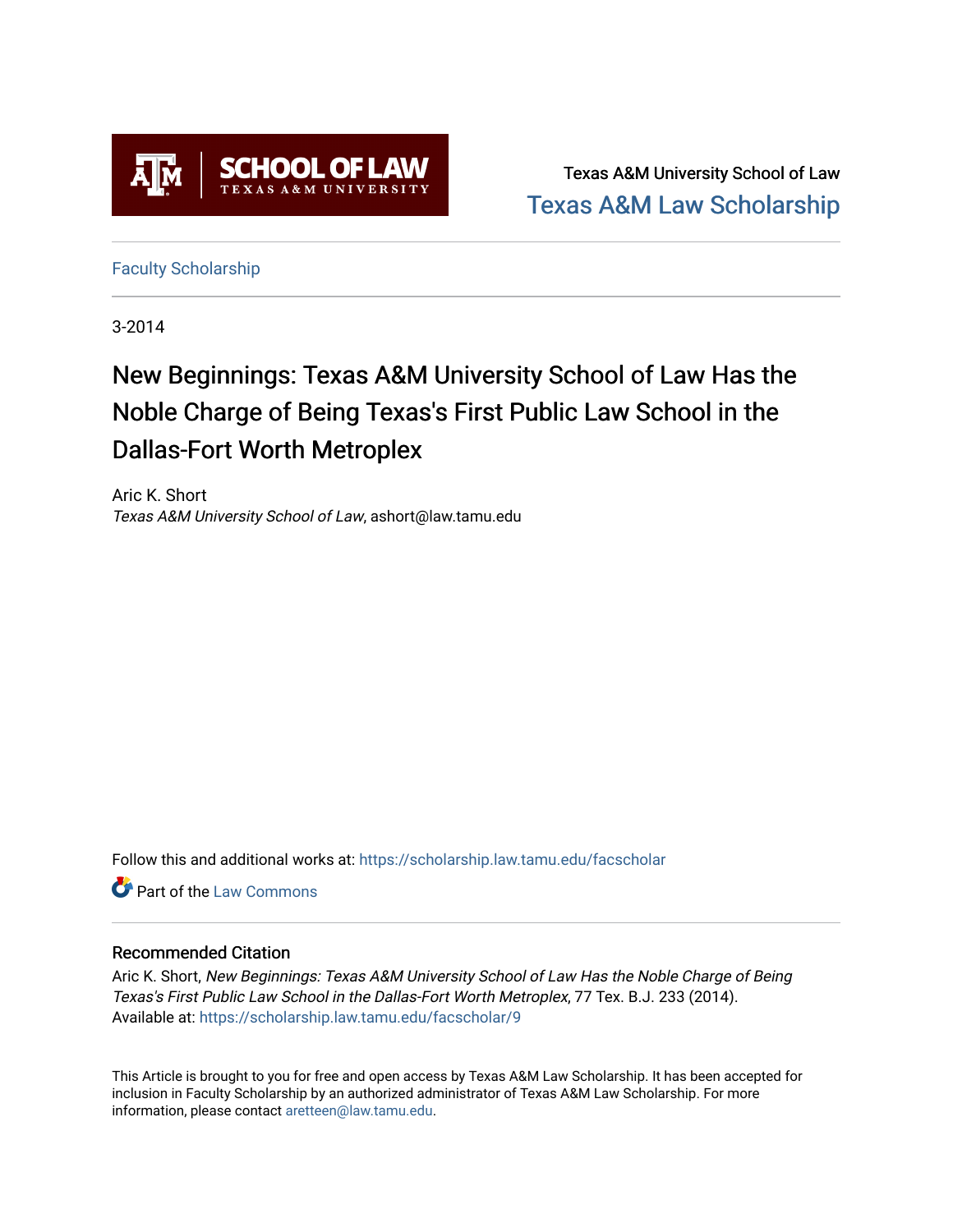Texas A&M University School of Law

Texas A&M Law Scholarship

Faculty Scholarship

3-2014

# New Beginnings: Texas A&M University School of Law Has the Noble Charge of Being Texas's First Public Law School in the Dallas-Fort Worth Metroplex

Aric K. Short

*Texas A&M University School of Law*, ashort@law.tamu.edu

Follow this and additional works at: https://scholarship.law.tamu.edu/facscholar

Part of the Law Commons

## Recommended Citation

Aric K. Short, *New Beginnings: Texas A&M University School of Law Has the Noble Charge of Being Texas's First Public Law School in the Dallas-Fort Worth Metroplex*, 77 Tex. B.J. 233 (2014).

Available at: https://scholarship.law.tamu.edu/facscholar/9

This Article is brought to you for free and open access by Texas A&M Law Scholarship. It has been accepted for inclusion in Faculty Scholarship by an authorized administrator of Texas A&M Law Scholarship. For more information, please contact aretteen@law.tamu.edu.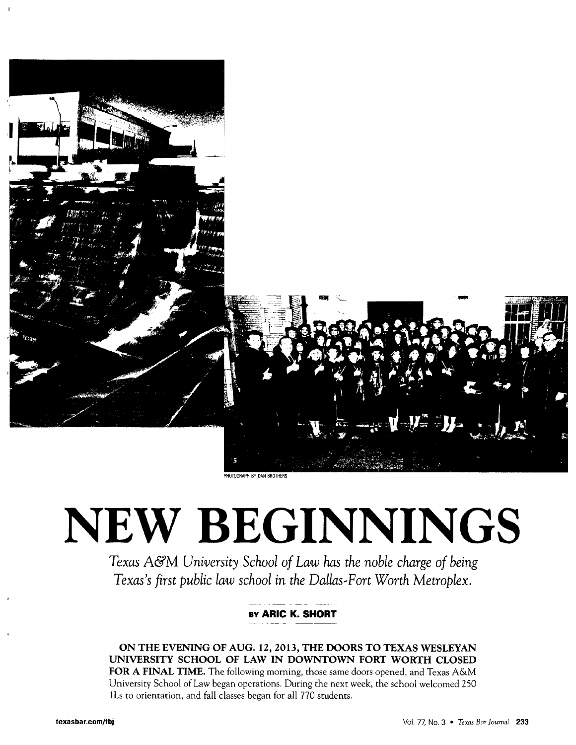PHOTOGRAPH BY DAN BROTHERS

# NEW BEGINNINGS

*Texas A&M University School of Law has the noble charge of being Texas's first public law school in the Dallas-Fort Worth Metroplex.*

**BY ARIC K. SHORT**

**ON THE EVENING OF AUG. 12, 2013, THE DOORS TO TEXAS WESLEYAN UNIVERSITY SCHOOL OF LAW IN DOWNTOWN FORT WORTH CLOSED FOR A FINAL TIME.** The following morning, those same doors opened, and Texas A&M University School of Law began operations. During the next week, the school welcomed 250 1Ls to orientation, and fall classes began for all 770 students.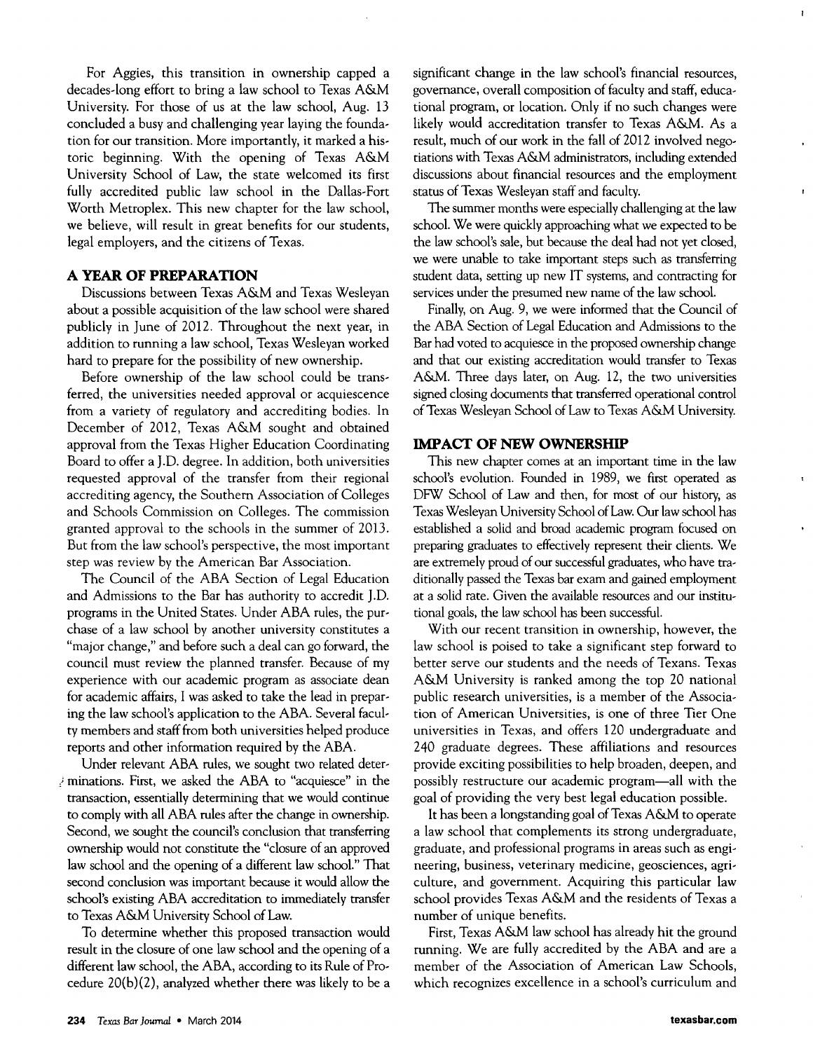For Aggies, this transition in ownership capped a decades-long effort to bring a law school to Texas A&M University. For those of us at the law school, Aug. 13 concluded a busy and challenging year laying the foundation for our transition. More importantly, it marked a historic beginning. With the opening of Texas A&M University School of Law, the state welcomed its first fully accredited public law school in the Dallas-Fort Worth Metroplex. This new chapter for the law school, we believe, will result in great benefits for our students, legal employers, and the citizens of Texas.

## A YEAR OF PREPARATION

Discussions between Texas A&M and Texas Wesleyan about a possible acquisition of the law school were shared publicly in June of 2012. Throughout the next year, in addition to running a law school, Texas Wesleyan worked hard to prepare for the possibility of new ownership.

Before ownership of the law school could be transferred, the universities needed approval or acquiescence from a variety of regulatory and accrediting bodies. In December of 2012, Texas A&M sought and obtained approval from the Texas Higher Education Coordinating Board to offer a J.D. degree. In addition, both universities requested approval of the transfer from their regional accrediting agency, the Southern Association of Colleges and Schools Commission on Colleges. The commission granted approval to the schools in the summer of 2013. But from the law school's perspective, the most important step was review by the American Bar Association.

The Council of the ABA Section of Legal Education and Admissions to the Bar has authority to accredit J.D. programs in the United States. Under ABA rules, the purchase of a law school by another university constitutes a "major change," and before such a deal can go forward, the council must review the planned transfer. Because of my experience with our academic program as associate dean for academic affairs, I was asked to take the lead in preparing the law school's application to the ABA. Several faculty members and staff from both universities helped produce reports and other information required by the ABA.

Under relevant ABA rules, we sought two related determinations. First, we asked the ABA to "acquiesce" in the transaction, essentially determining that we would continue to comply with all ABA rules after the change in ownership. Second, we sought the council's conclusion that transferring ownership would not constitute the "closure of an approved law school and the opening of a different law school." That second conclusion was important because it would allow the school's existing ABA accreditation to immediately transfer to Texas A&M University School of Law.

To determine whether this proposed transaction would result in the closure of one law school and the opening of a different law school, the ABA, according to its Rule of Procedure 20(b)(2), analyzed whether there was likely to be a significant change in the law school's financial resources, governance, overall composition of faculty and staff, educational program, or location. Only if no such changes were likely would accreditation transfer to Texas A&M. As a result, much of our work in the fall of 2012 involved negotiations with Texas A&M administrators, including extended discussions about financial resources and the employment status of Texas Wesleyan staff and faculty.

The summer months were especially challenging at the law school. We were quickly approaching what we expected to be the law school's sale, but because the deal had not yet closed, we were unable to take important steps such as transferring student data, setting up new IT systems, and contracting for services under the presumed new name of the law school.

Finally, on Aug. 9, we were informed that the Council of the ABA Section of Legal Education and Admissions to the Bar had voted to acquiesce in the proposed ownership change and that our existing accreditation would transfer to Texas A&M. Three days later, on Aug. 12, the two universities signed closing documents that transferred operational control of Texas Wesleyan School of Law to Texas A&M University.

## IMPACT OF NEW OWNERSHIP

This new chapter comes at an important time in the law school's evolution. Founded in 1989, we first operated as DFW School of Law and then, for most of our history, as Texas Wesleyan University School of Law. Our law school has established a solid and broad academic program focused on preparing graduates to effectively represent their clients. We are extremely proud of our successful graduates, who have traditionally passed the Texas bar exam and gained employment at a solid rate. Given the available resources and our institutional goals, the law school has been successful.

With our recent transition in ownership, however, the law school is poised to take a significant step forward to better serve our students and the needs of Texans. Texas A&M University is ranked among the top 20 national public research universities, is a member of the Association of American Universities, is one of three Tier One universities in Texas, and offers 120 undergraduate and 240 graduate degrees. These affiliations and resources provide exciting possibilities to help broaden, deepen, and possibly restructure our academic program—all with the goal of providing the very best legal education possible.

It has been a longstanding goal of Texas A&M to operate a law school that complements its strong undergraduate, graduate, and professional programs in areas such as engineering, business, veterinary medicine, geosciences, agriculture, and government. Acquiring this particular law school provides Texas A&M and the residents of Texas a number of unique benefits.

First, Texas A&M law school has already hit the ground running. We are fully accredited by the ABA and are a member of the Association of American Law Schools, which recognizes excellence in a school's curriculum and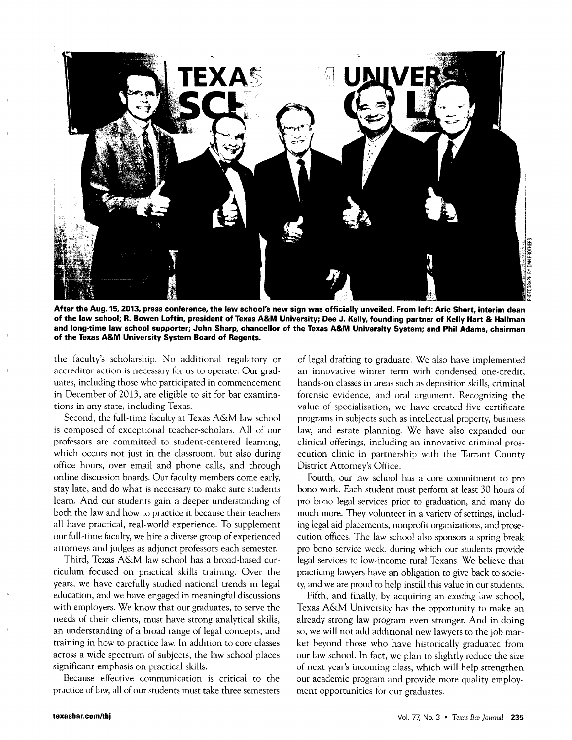After the Aug. 15, 2013, press conference, the law school's new sign was officially unveiled. From left: Aric Short, interim dean of the law school; R. Bowen Loftin, president of Texas A&M University; Dee J. Kelly, founding partner of Kelly Hart & Hallman and long-time law school supporter; John Sharp, chancellor of the Texas A&M University System; and Phil Adams, chairman of the Texas A&M University System Board of Regents.

the faculty's scholarship. No additional regulatory or accreditor action is necessary for us to operate. Our graduates, including those who participated in commencement in December of 2013, are eligible to sit for bar examinations in any state, including Texas.

Second, the full-time faculty at Texas A&M law school is composed of exceptional teacher-scholars. All of our professors are committed to student-centered learning, which occurs not just in the classroom, but also during office hours, over email and phone calls, and through online discussion boards. Our faculty members come early, stay late, and do what is necessary to make sure students learn. And our students gain a deeper understanding of both the law and how to practice it because their teachers all have practical, real-world experience. To supplement our full-time faculty, we hire a diverse group of experienced attorneys and judges as adjunct professors each semester.

Third, Texas A&M law school has a broad-based curriculum focused on practical skills training. Over the years, we have carefully studied national trends in legal education, and we have engaged in meaningful discussions with employers. We know that our graduates, to serve the needs of their clients, must have strong analytical skills, an understanding of a broad range of legal concepts, and training in how to practice law. In addition to core classes across a wide spectrum of subjects, the law school places significant emphasis on practical skills.

Because effective communication is critical to the practice of law, all of our students must take three semesters of legal drafting to graduate. We also have implemented an innovative winter term with condensed one-credit, hands-on classes in areas such as deposition skills, criminal forensic evidence, and oral argument. Recognizing the value of specialization, we have created five certificate programs in subjects such as intellectual property, business law, and estate planning. We have also expanded our clinical offerings, including an innovative criminal prosecution clinic in partnership with the Tarrant County District Attorney's Office.

Fourth, our law school has a core commitment to pro bono work. Each student must perform at least 30 hours of pro bono legal services prior to graduation, and many do much more. They volunteer in a variety of settings, including legal aid placements, nonprofit organizations, and prosecution offices. The law school also sponsors a spring break pro bono service week, during which our students provide legal services to low-income rural Texans. We believe that practicing lawyers have an obligation to give back to society, and we are proud to help instill this value in our students.

Fifth, and finally, by acquiring an *existing* law school, Texas A&M University has the opportunity to make an already strong law program even stronger. And in doing so, we will not add additional new lawyers to the job market beyond those who have historically graduated from our law school. In fact, we plan to slightly reduce the size of next year's incoming class, which will help strengthen our academic program and provide more quality employment opportunities for our graduates.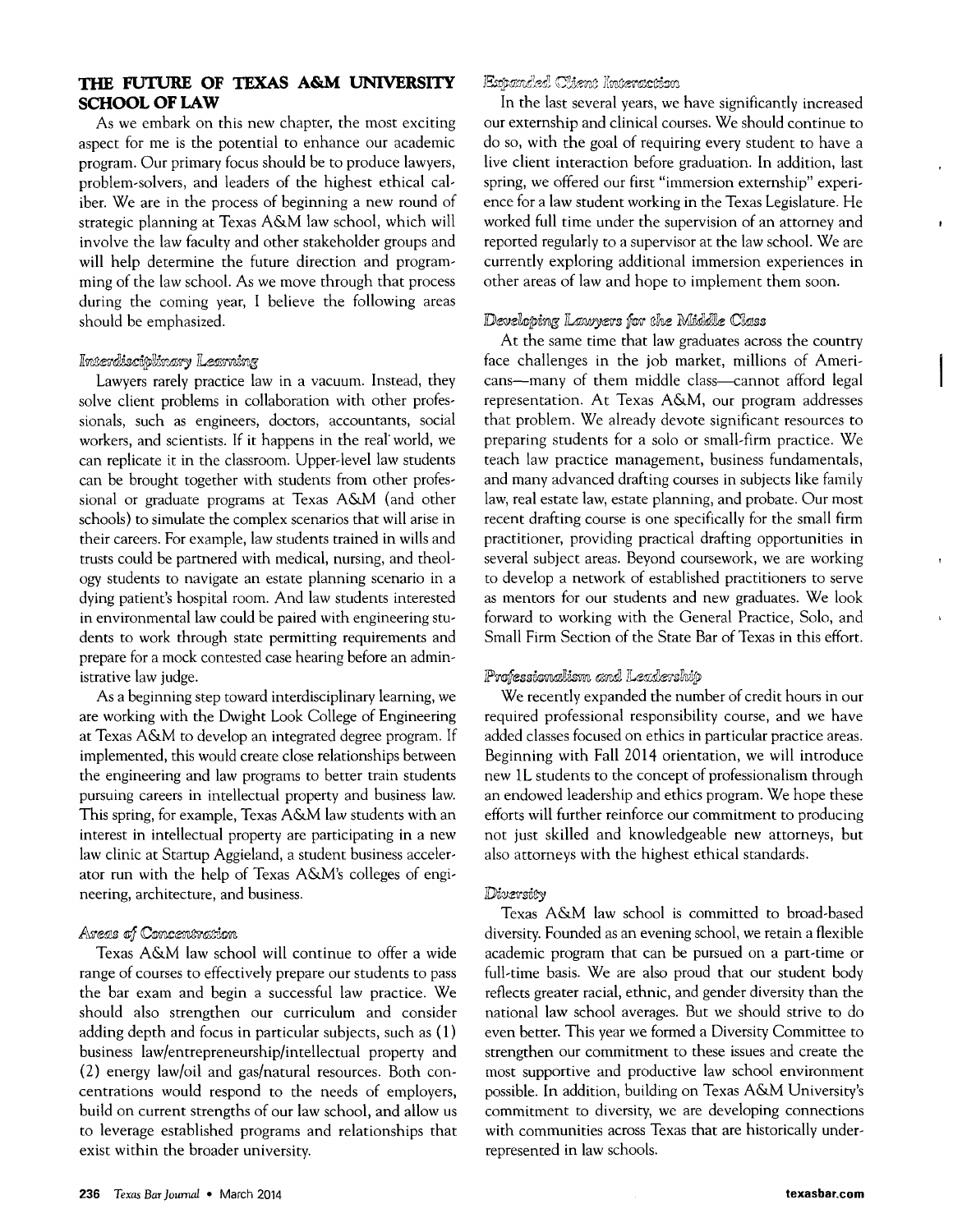## THE FUTURE OF TEXAS A&M UNIVERSITY SCHOOL OF LAW

As we embark on this new chapter, the most exciting aspect for me is the potential to enhance our academic program. Our primary focus should be to produce lawyers, problem-solvers, and leaders of the highest ethical caliber. We are in the process of beginning a new round of strategic planning at Texas A&M law school, which will involve the law faculty and other stakeholder groups and will help determine the future direction and programming of the law school. As we move through that process during the coming year, I believe the following areas should be emphasized.

### *Interdisciplinary Learning*

Lawyers rarely practice law in a vacuum. Instead, they solve client problems in collaboration with other professionals, such as engineers, doctors, accountants, social workers, and scientists. If it happens in the real world, we can replicate it in the classroom. Upper-level law students can be brought together with students from other professional or graduate programs at Texas A&M (and other schools) to simulate the complex scenarios that will arise in their careers. For example, law students trained in wills and trusts could be partnered with medical, nursing, and theology students to navigate an estate planning scenario in a dying patient's hospital room. And law students interested in environmental law could be paired with engineering students to work through state permitting requirements and prepare for a mock contested case hearing before an administrative law judge.

As a beginning step toward interdisciplinary learning, we are working with the Dwight Look College of Engineering at Texas A&M to develop an integrated degree program. If implemented, this would create close relationships between the engineering and law programs to better train students pursuing careers in intellectual property and business law. This spring, for example, Texas A&M law students with an interest in intellectual property are participating in a new law clinic at Startup Aggieland, a student business accelerator run with the help of Texas A&M's colleges of engineering, architecture, and business.

### *Areas of Concentration*

Texas A&M law school will continue to offer a wide range of courses to effectively prepare our students to pass the bar exam and begin a successful law practice. We should also strengthen our curriculum and consider adding depth and focus in particular subjects, such as (1) business law/entrepreneurship/intellectual property and (2) energy law/oil and gas/natural resources. Both concentrations would respond to the needs of employers, build on current strengths of our law school, and allow us to leverage established programs and relationships that exist within the broader university.

### *Expanded Client Interaction*

In the last several years, we have significantly increased our externship and clinical courses. We should continue to do so, with the goal of requiring every student to have a live client interaction before graduation. In addition, last spring, we offered our first "immersion externship" experience for a law student working in the Texas Legislature. He worked full time under the supervision of an attorney and reported regularly to a supervisor at the law school. We are currently exploring additional immersion experiences in other areas of law and hope to implement them soon.

### *Developing Lawyers for the Middle Class*

At the same time that law graduates across the country face challenges in the job market, millions of Americans—many of them middle class—cannot afford legal representation. At Texas A&M, our program addresses that problem. We already devote significant resources to preparing students for a solo or small-firm practice. We teach law practice management, business fundamentals, and many advanced drafting courses in subjects like family law, real estate law, estate planning, and probate. Our most recent drafting course is one specifically for the small firm practitioner, providing practical drafting opportunities in several subject areas. Beyond coursework, we are working to develop a network of established practitioners to serve as mentors for our students and new graduates. We look forward to working with the General Practice, Solo, and Small Firm Section of the State Bar of Texas in this effort.

### *Professionalism and Leadership*

We recently expanded the number of credit hours in our required professional responsibility course, and we have added classes focused on ethics in particular practice areas. Beginning with Fall 2014 orientation, we will introduce new 1L students to the concept of professionalism through an endowed leadership and ethics program. We hope these efforts will further reinforce our commitment to producing not just skilled and knowledgeable new attorneys, but also attorneys with the highest ethical standards.

### *Diversity*

Texas A&M law school is committed to broad-based diversity. Founded as an evening school, we retain a flexible academic program that can be pursued on a part-time or full-time basis. We are also proud that our student body reflects greater racial, ethnic, and gender diversity than the national law school averages. But we should strive to do even better. This year we formed a Diversity Committee to strengthen our commitment to these issues and create the most supportive and productive law school environment possible. In addition, building on Texas A&M University's commitment to diversity, we are developing connections with communities across Texas that are historically underrepresented in law schools.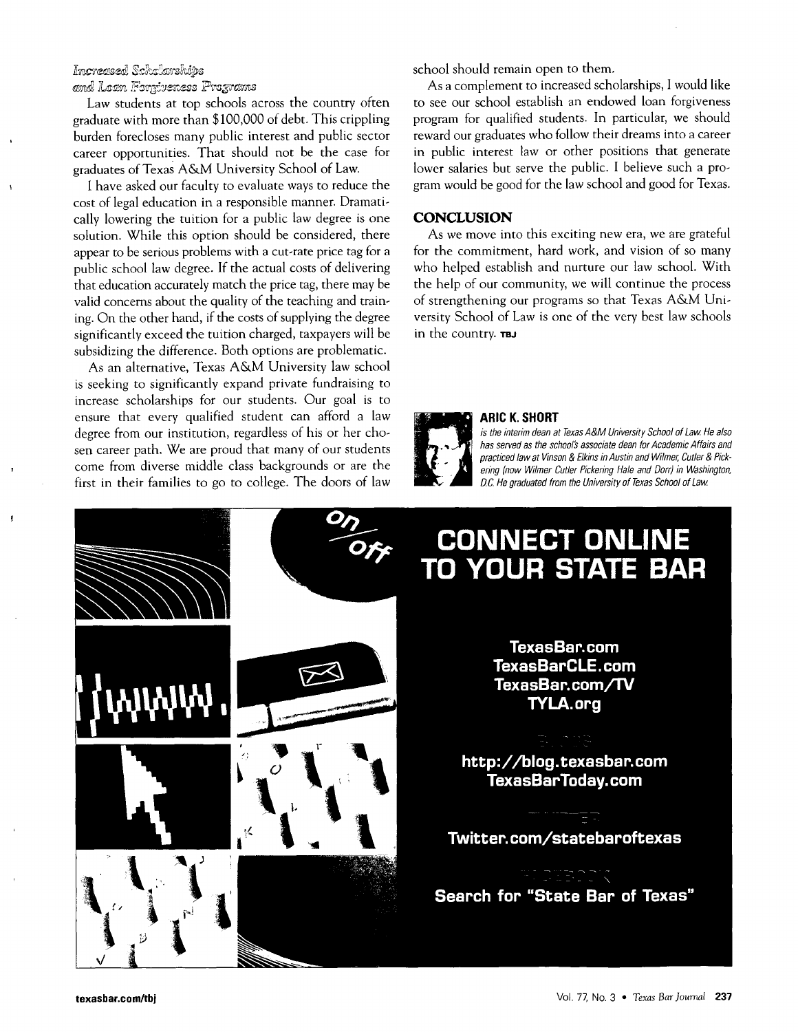### *Increased Scholarships and Loan Forgiveness Programs*

Law students at top schools across the country often graduate with more than $100,000 of debt. This crippling burden forecloses many public interest and public sector career opportunities. That should not be the case for graduates of Texas A&M University School of Law.

I have asked our faculty to evaluate ways to reduce the cost of legal education in a responsible manner. Dramatically lowering the tuition for a public law degree is one solution. While this option should be considered, there appear to be serious problems with a cut-rate price tag for a public school law degree. If the actual costs of delivering that education accurately match the price tag, there may be valid concerns about the quality of the teaching and training. On the other hand, if the costs of supplying the degree significantly exceed the tuition charged, taxpayers will be subsidizing the difference. Both options are problematic.

As an alternative, Texas A&M University law school is seeking to significantly expand private fundraising to increase scholarships for our students. Our goal is to ensure that every qualified student can afford a law degree from our institution, regardless of his or her chosen career path. We are proud that many of our students come from diverse middle class backgrounds or are the first in their families to go to college. The doors of law school should remain open to them.

As a complement to increased scholarships, I would like to see our school establish an endowed loan forgiveness program for qualified students. In particular, we should reward our graduates who follow their dreams into a career in public interest law or other positions that generate lower salaries but serve the public. I believe such a program would be good for the law school and good for Texas.

## CONCLUSION

As we move into this exciting new era, we are grateful for the commitment, hard work, and vision of so many who helped establish and nurture our law school. With the help of our community, we will continue the process of strengthening our programs so that Texas A&M University School of Law is one of the very best law schools in the country. TBJ

**ARIC K. SHORT**

*is the interim dean at Texas A&M University School of Law. He also has served as the school's associate dean for Academic Affairs and practiced law at Vinson & Elkins in Austin and Wilmer, Cutler & Pickering (now Wilmer Cutler Pickering Hale and Dorr) in Washington, D.C. He graduated from the University of Texas School of Law.*

## CONNECT ONLINE TO YOUR STATE BAR

TexasBar.com
TexasBarCLE.com
TexasBar.com/TV
TYLA.org

http://blog.texasbar.com
TexasBarToday.com

Twitter.com/statebaroftexas

Search for "State Bar of Texas"